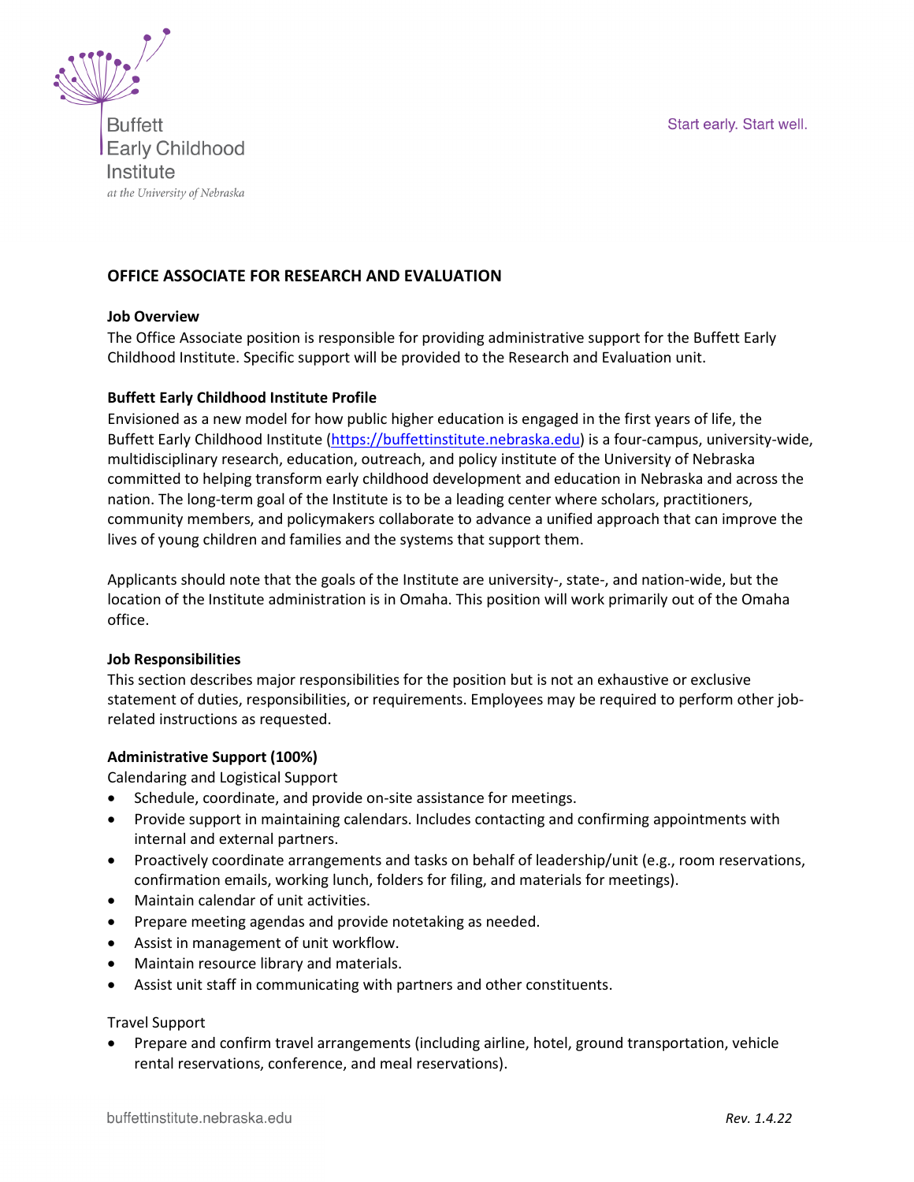Buffett Early Childhood Institute
*at the University of Nebraska*

Start early. Start well.

# OFFICE ASSOCIATE FOR RESEARCH AND EVALUATION

## Job Overview

The Office Associate position is responsible for providing administrative support for the Buffett Early Childhood Institute. Specific support will be provided to the Research and Evaluation unit.

## Buffett Early Childhood Institute Profile

Envisioned as a new model for how public higher education is engaged in the first years of life, the Buffett Early Childhood Institute (https://buffettinstitute.nebraska.edu) is a four-campus, university-wide, multidisciplinary research, education, outreach, and policy institute of the University of Nebraska committed to helping transform early childhood development and education in Nebraska and across the nation. The long-term goal of the Institute is to be a leading center where scholars, practitioners, community members, and policymakers collaborate to advance a unified approach that can improve the lives of young children and families and the systems that support them.

Applicants should note that the goals of the Institute are university-, state-, and nation-wide, but the location of the Institute administration is in Omaha. This position will work primarily out of the Omaha office.

## Job Responsibilities

This section describes major responsibilities for the position but is not an exhaustive or exclusive statement of duties, responsibilities, or requirements. Employees may be required to perform other job-related instructions as requested.

### Administrative Support (100%)

Calendaring and Logistical Support

- Schedule, coordinate, and provide on-site assistance for meetings.
- Provide support in maintaining calendars. Includes contacting and confirming appointments with internal and external partners.
- Proactively coordinate arrangements and tasks on behalf of leadership/unit (e.g., room reservations, confirmation emails, working lunch, folders for filing, and materials for meetings).
- Maintain calendar of unit activities.
- Prepare meeting agendas and provide notetaking as needed.
- Assist in management of unit workflow.
- Maintain resource library and materials.
- Assist unit staff in communicating with partners and other constituents.

Travel Support

- Prepare and confirm travel arrangements (including airline, hotel, ground transportation, vehicle rental reservations, conference, and meal reservations).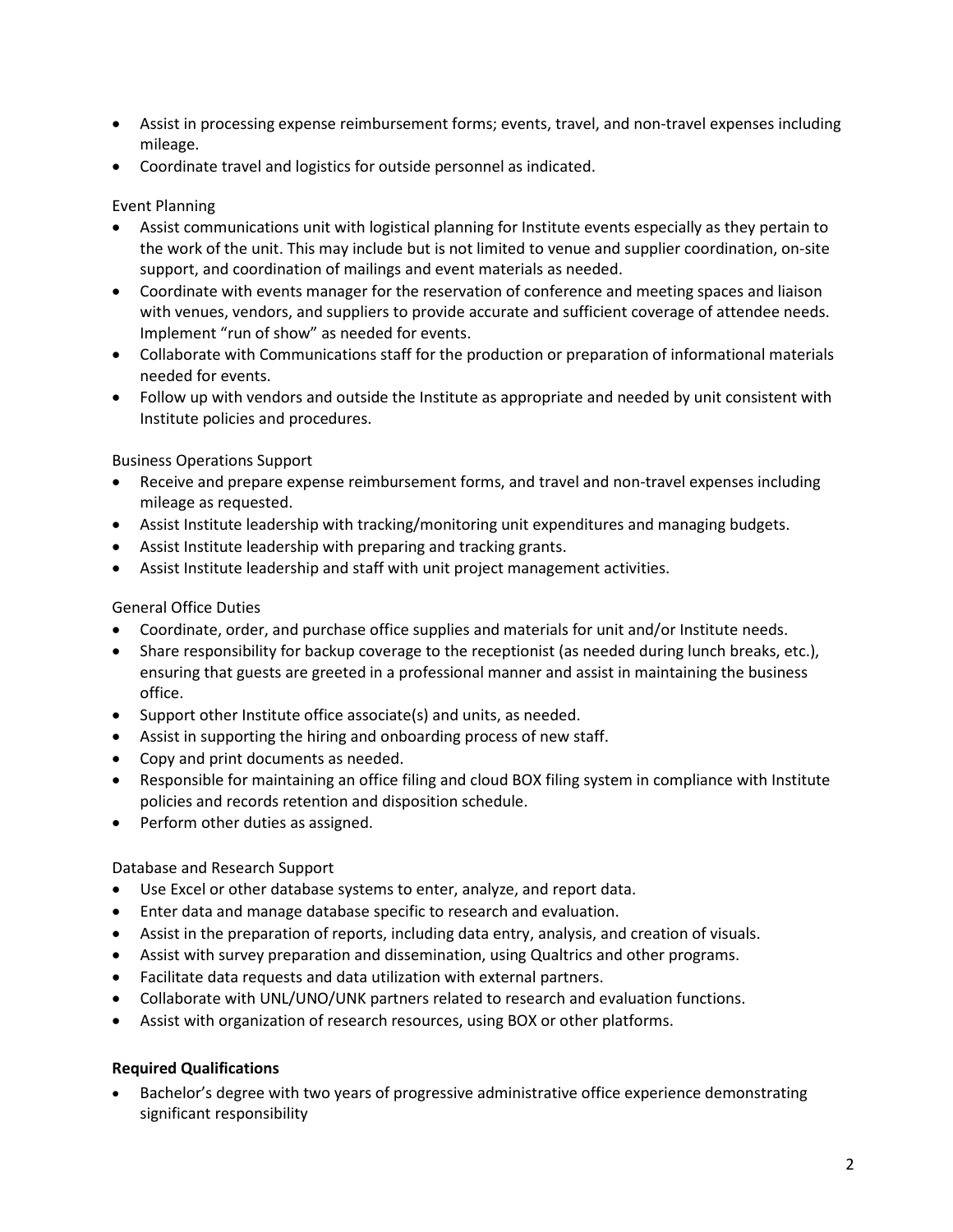- Assist in processing expense reimbursement forms; events, travel, and non-travel expenses including mileage.
- Coordinate travel and logistics for outside personnel as indicated.

Event Planning

- Assist communications unit with logistical planning for Institute events especially as they pertain to the work of the unit. This may include but is not limited to venue and supplier coordination, on-site support, and coordination of mailings and event materials as needed.
- Coordinate with events manager for the reservation of conference and meeting spaces and liaison with venues, vendors, and suppliers to provide accurate and sufficient coverage of attendee needs. Implement "run of show" as needed for events.
- Collaborate with Communications staff for the production or preparation of informational materials needed for events.
- Follow up with vendors and outside the Institute as appropriate and needed by unit consistent with Institute policies and procedures.

Business Operations Support

- Receive and prepare expense reimbursement forms, and travel and non-travel expenses including mileage as requested.
- Assist Institute leadership with tracking/monitoring unit expenditures and managing budgets.
- Assist Institute leadership with preparing and tracking grants.
- Assist Institute leadership and staff with unit project management activities.

General Office Duties

- Coordinate, order, and purchase office supplies and materials for unit and/or Institute needs.
- Share responsibility for backup coverage to the receptionist (as needed during lunch breaks, etc.), ensuring that guests are greeted in a professional manner and assist in maintaining the business office.
- Support other Institute office associate(s) and units, as needed.
- Assist in supporting the hiring and onboarding process of new staff.
- Copy and print documents as needed.
- Responsible for maintaining an office filing and cloud BOX filing system in compliance with Institute policies and records retention and disposition schedule.
- Perform other duties as assigned.

Database and Research Support

- Use Excel or other database systems to enter, analyze, and report data.
- Enter data and manage database specific to research and evaluation.
- Assist in the preparation of reports, including data entry, analysis, and creation of visuals.
- Assist with survey preparation and dissemination, using Qualtrics and other programs.
- Facilitate data requests and data utilization with external partners.
- Collaborate with UNL/UNO/UNK partners related to research and evaluation functions.
- Assist with organization of research resources, using BOX or other platforms.

**Required Qualifications**

- Bachelor's degree with two years of progressive administrative office experience demonstrating significant responsibility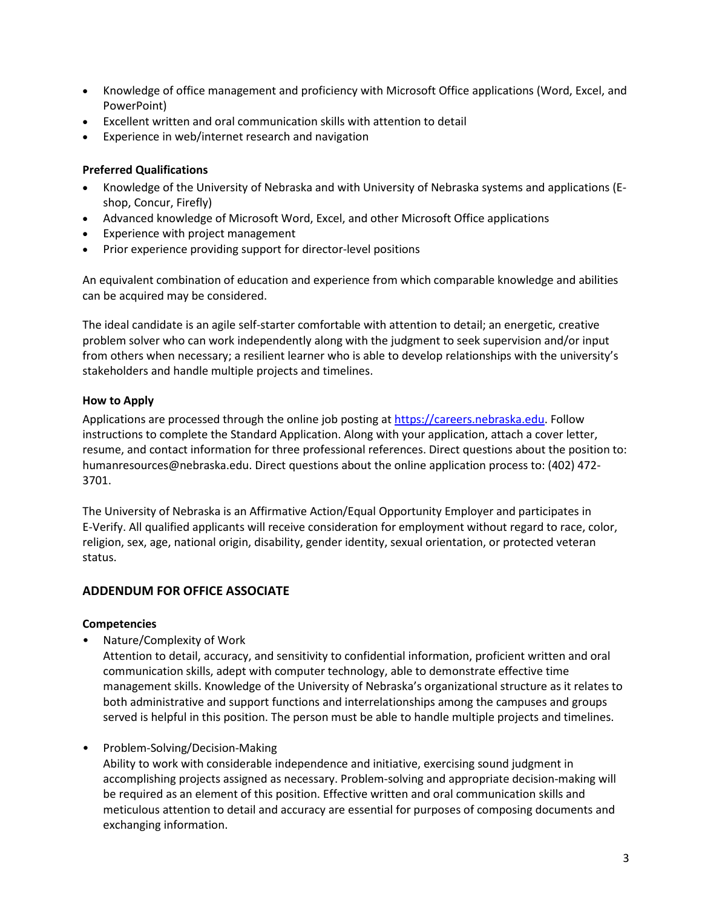- Knowledge of office management and proficiency with Microsoft Office applications (Word, Excel, and PowerPoint)
- Excellent written and oral communication skills with attention to detail
- Experience in web/internet research and navigation

**Preferred Qualifications**

- Knowledge of the University of Nebraska and with University of Nebraska systems and applications (E-shop, Concur, Firefly)
- Advanced knowledge of Microsoft Word, Excel, and other Microsoft Office applications
- Experience with project management
- Prior experience providing support for director-level positions

An equivalent combination of education and experience from which comparable knowledge and abilities can be acquired may be considered.

The ideal candidate is an agile self-starter comfortable with attention to detail; an energetic, creative problem solver who can work independently along with the judgment to seek supervision and/or input from others when necessary; a resilient learner who is able to develop relationships with the university's stakeholders and handle multiple projects and timelines.

**How to Apply**

Applications are processed through the online job posting at https://careers.nebraska.edu. Follow instructions to complete the Standard Application. Along with your application, attach a cover letter, resume, and contact information for three professional references. Direct questions about the position to: humanresources@nebraska.edu. Direct questions about the online application process to: (402) 472-3701.

The University of Nebraska is an Affirmative Action/Equal Opportunity Employer and participates in E-Verify. All qualified applicants will receive consideration for employment without regard to race, color, religion, sex, age, national origin, disability, gender identity, sexual orientation, or protected veteran status.

## ADDENDUM FOR OFFICE ASSOCIATE

**Competencies**

- Nature/Complexity of Work
  Attention to detail, accuracy, and sensitivity to confidential information, proficient written and oral communication skills, adept with computer technology, able to demonstrate effective time management skills. Knowledge of the University of Nebraska's organizational structure as it relates to both administrative and support functions and interrelationships among the campuses and groups served is helpful in this position. The person must be able to handle multiple projects and timelines.

- Problem-Solving/Decision-Making
  Ability to work with considerable independence and initiative, exercising sound judgment in accomplishing projects assigned as necessary. Problem-solving and appropriate decision-making will be required as an element of this position. Effective written and oral communication skills and meticulous attention to detail and accuracy are essential for purposes of composing documents and exchanging information.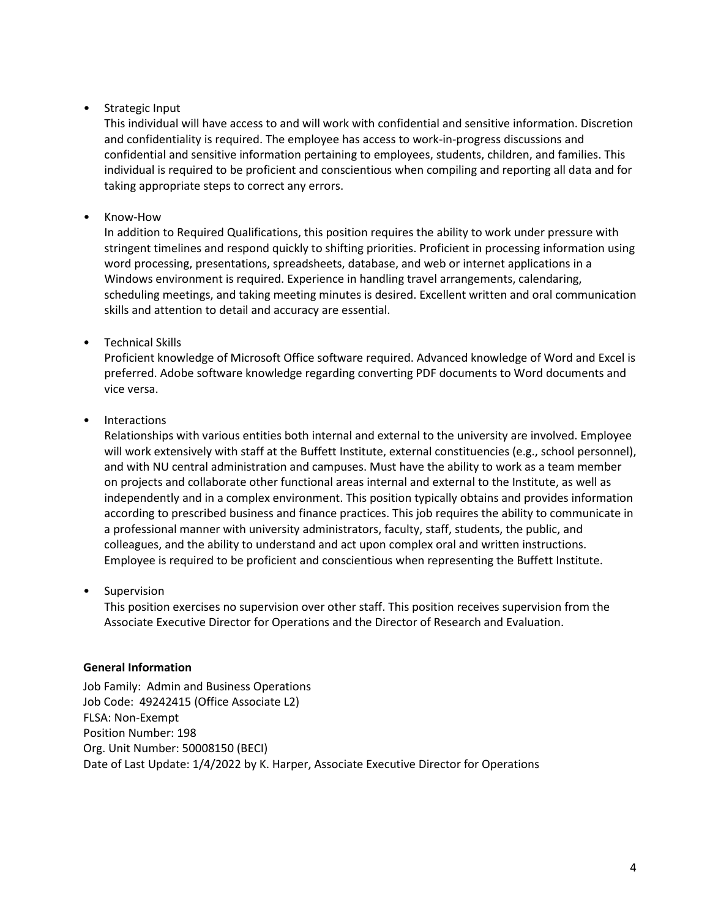- Strategic Input

  This individual will have access to and will work with confidential and sensitive information. Discretion and confidentiality is required. The employee has access to work-in-progress discussions and confidential and sensitive information pertaining to employees, students, children, and families. This individual is required to be proficient and conscientious when compiling and reporting all data and for taking appropriate steps to correct any errors.

- Know-How

  In addition to Required Qualifications, this position requires the ability to work under pressure with stringent timelines and respond quickly to shifting priorities. Proficient in processing information using word processing, presentations, spreadsheets, database, and web or internet applications in a Windows environment is required. Experience in handling travel arrangements, calendaring, scheduling meetings, and taking meeting minutes is desired. Excellent written and oral communication skills and attention to detail and accuracy are essential.

- Technical Skills

  Proficient knowledge of Microsoft Office software required. Advanced knowledge of Word and Excel is preferred. Adobe software knowledge regarding converting PDF documents to Word documents and vice versa.

- Interactions

  Relationships with various entities both internal and external to the university are involved. Employee will work extensively with staff at the Buffett Institute, external constituencies (e.g., school personnel), and with NU central administration and campuses. Must have the ability to work as a team member on projects and collaborate other functional areas internal and external to the Institute, as well as independently and in a complex environment. This position typically obtains and provides information according to prescribed business and finance practices. This job requires the ability to communicate in a professional manner with university administrators, faculty, staff, students, the public, and colleagues, and the ability to understand and act upon complex oral and written instructions. Employee is required to be proficient and conscientious when representing the Buffett Institute.

- Supervision

  This position exercises no supervision over other staff. This position receives supervision from the Associate Executive Director for Operations and the Director of Research and Evaluation.

**General Information**

Job Family: Admin and Business Operations
Job Code: 49242415 (Office Associate L2)
FLSA: Non-Exempt
Position Number: 198
Org. Unit Number: 50008150 (BECI)
Date of Last Update: 1/4/2022 by K. Harper, Associate Executive Director for Operations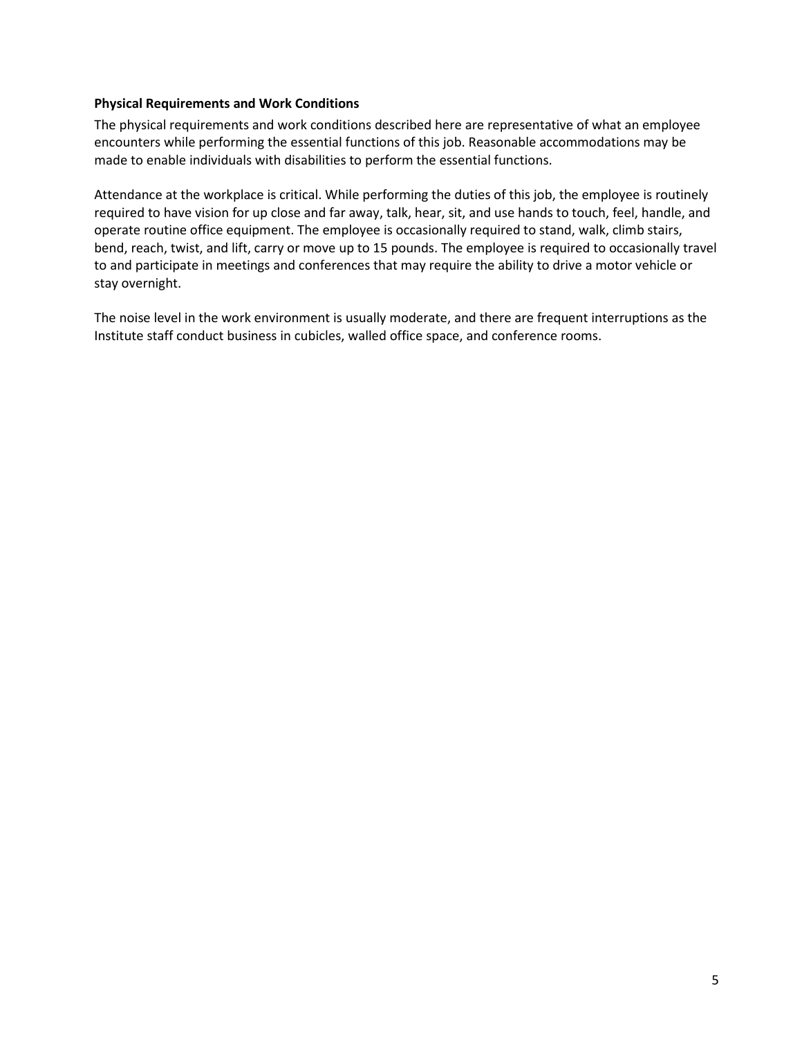**Physical Requirements and Work Conditions**

The physical requirements and work conditions described here are representative of what an employee encounters while performing the essential functions of this job. Reasonable accommodations may be made to enable individuals with disabilities to perform the essential functions.

Attendance at the workplace is critical. While performing the duties of this job, the employee is routinely required to have vision for up close and far away, talk, hear, sit, and use hands to touch, feel, handle, and operate routine office equipment. The employee is occasionally required to stand, walk, climb stairs, bend, reach, twist, and lift, carry or move up to 15 pounds. The employee is required to occasionally travel to and participate in meetings and conferences that may require the ability to drive a motor vehicle or stay overnight.

The noise level in the work environment is usually moderate, and there are frequent interruptions as the Institute staff conduct business in cubicles, walled office space, and conference rooms.